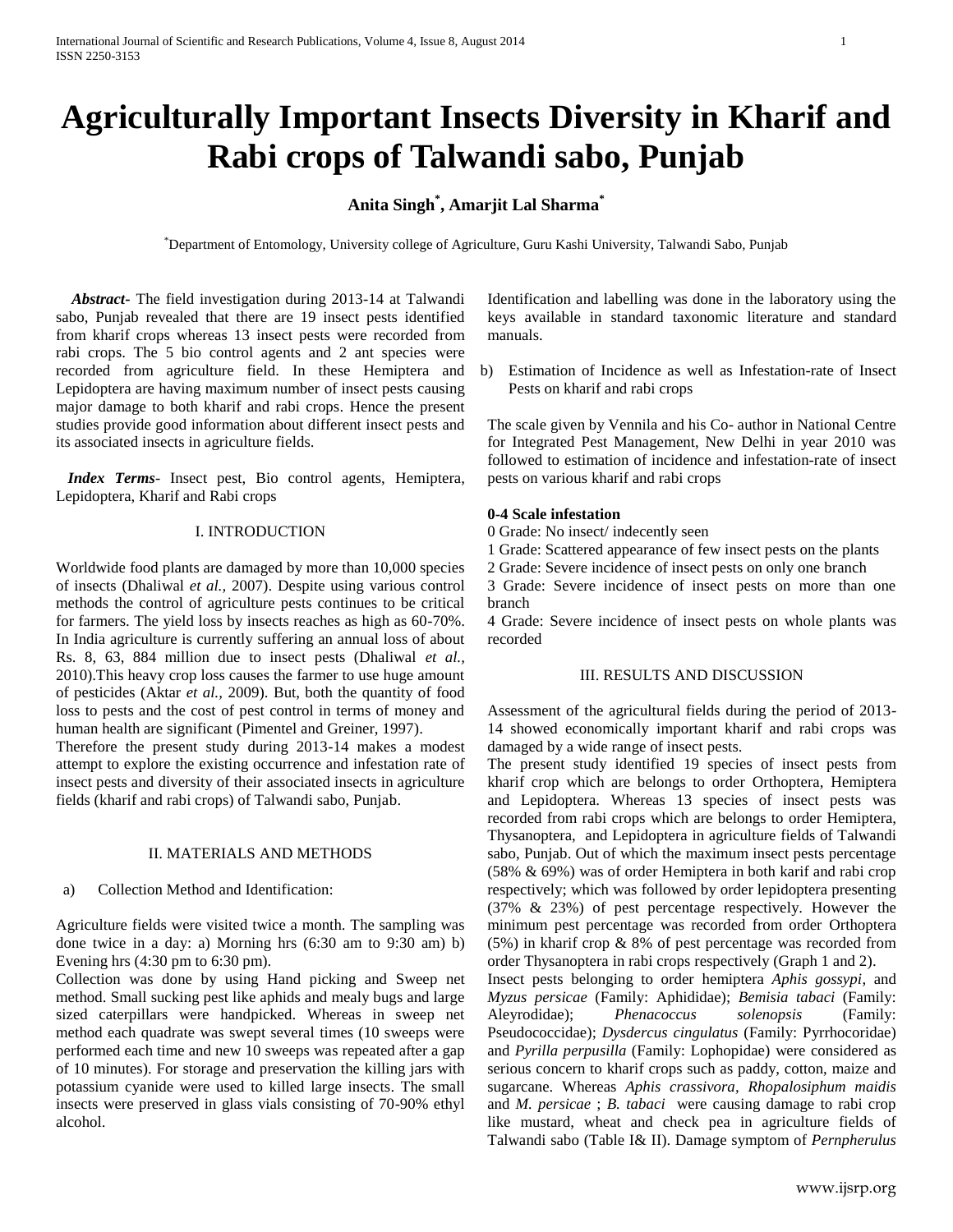# Agriculturally Important Insects Diversity in Kharif and Rabi crops of Talwandi sabo, Punjab

**Anita Singh[*], Amarjit Lal Sharma[*]**

[*]Department of Entomology, University college of Agriculture, Guru Kashi University, Talwandi Sabo, Punjab

***Abstract***- The field investigation during 2013-14 at Talwandi sabo, Punjab revealed that there are 19 insect pests identified from kharif crops whereas 13 insect pests were recorded from rabi crops. The 5 bio control agents and 2 ant species were recorded from agriculture field. In these Hemiptera and Lepidoptera are having maximum number of insect pests causing major damage to both kharif and rabi crops. Hence the present studies provide good information about different insect pests and its associated insects in agriculture fields.

***Index Terms***- Insect pest, Bio control agents, Hemiptera, Lepidoptera, Kharif and Rabi crops

## I. INTRODUCTION

Worldwide food plants are damaged by more than 10,000 species of insects (Dhaliwal *et al.,* 2007). Despite using various control methods the control of agriculture pests continues to be critical for farmers. The yield loss by insects reaches as high as 60-70%. In India agriculture is currently suffering an annual loss of about Rs. 8, 63, 884 million due to insect pests (Dhaliwal *et al.,* 2010).This heavy crop loss causes the farmer to use huge amount of pesticides (Aktar *et al.,* 2009). But, both the quantity of food loss to pests and the cost of pest control in terms of money and human health are significant (Pimentel and Greiner, 1997).

Therefore the present study during 2013-14 makes a modest attempt to explore the existing occurrence and infestation rate of insect pests and diversity of their associated insects in agriculture fields (kharif and rabi crops) of Talwandi sabo, Punjab.

## II. MATERIALS AND METHODS

a) Collection Method and Identification:

Agriculture fields were visited twice a month. The sampling was done twice in a day: a) Morning hrs (6:30 am to 9:30 am) b) Evening hrs (4:30 pm to 6:30 pm).

Collection was done by using Hand picking and Sweep net method. Small sucking pest like aphids and mealy bugs and large sized caterpillars were handpicked. Whereas in sweep net method each quadrate was swept several times (10 sweeps were performed each time and new 10 sweeps was repeated after a gap of 10 minutes). For storage and preservation the killing jars with potassium cyanide were used to killed large insects. The small insects were preserved in glass vials consisting of 70-90% ethyl alcohol.

Identification and labelling was done in the laboratory using the keys available in standard taxonomic literature and standard manuals.

b) Estimation of Incidence as well as Infestation-rate of Insect Pests on kharif and rabi crops

The scale given by Vennila and his Co- author in National Centre for Integrated Pest Management, New Delhi in year 2010 was followed to estimation of incidence and infestation-rate of insect pests on various kharif and rabi crops

**0-4 Scale infestation**

0 Grade: No insect/ indecently seen

1 Grade: Scattered appearance of few insect pests on the plants

2 Grade: Severe incidence of insect pests on only one branch

3 Grade: Severe incidence of insect pests on more than one branch

4 Grade: Severe incidence of insect pests on whole plants was recorded

## III. RESULTS AND DISCUSSION

Assessment of the agricultural fields during the period of 2013-14 showed economically important kharif and rabi crops was damaged by a wide range of insect pests.

The present study identified 19 species of insect pests from kharif crop which are belongs to order Orthoptera, Hemiptera and Lepidoptera. Whereas 13 species of insect pests was recorded from rabi crops which are belongs to order Hemiptera, Thysanoptera, and Lepidoptera in agriculture fields of Talwandi sabo, Punjab. Out of which the maximum insect pests percentage (58% & 69%) was of order Hemiptera in both karif and rabi crop respectively; which was followed by order lepidoptera presenting (37% & 23%) of pest percentage respectively. However the minimum pest percentage was recorded from order Orthoptera (5%) in kharif crop & 8% of pest percentage was recorded from order Thysanoptera in rabi crops respectively (Graph 1 and 2).

Insect pests belonging to order hemiptera *Aphis gossypi*, and *Myzus persicae* (Family: Aphididae); *Bemisia tabaci* (Family: Aleyrodidae); *Phenacoccus solenopsis* (Family: Pseudococcidae); *Dysdercus cingulatus* (Family: Pyrrhocoridae) and *Pyrilla perpusilla* (Family: Lophopidae) were considered as serious concern to kharif crops such as paddy, cotton, maize and sugarcane. Whereas *Aphis crassivora*, *Rhopalosiphum maidis* and *M. persicae* ; *B. tabaci* were causing damage to rabi crop like mustard, wheat and check pea in agriculture fields of Talwandi sabo (Table I& II). Damage symptom of *Pernpherulus*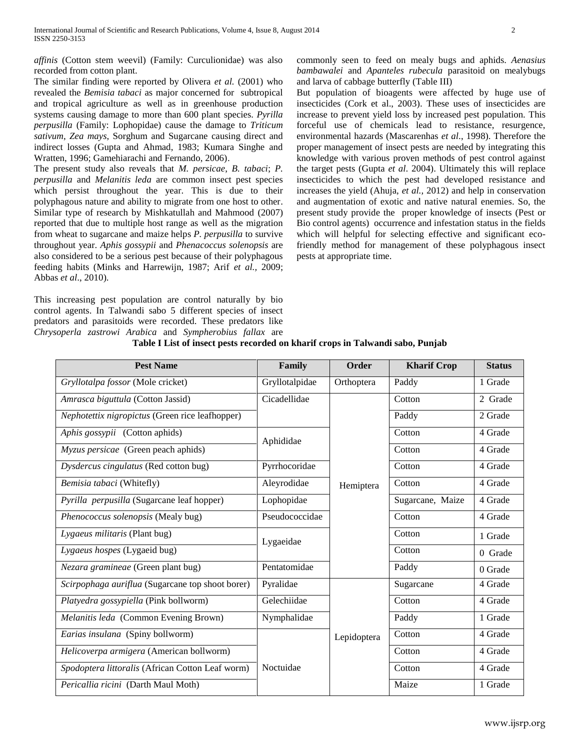*affinis* (Cotton stem weevil) (Family: Curculionidae) was also recorded from cotton plant.

The similar finding were reported by Olivera *et al.* (2001) who revealed the *Bemisia tabaci* as major concerned for subtropical and tropical agriculture as well as in greenhouse production systems causing damage to more than 600 plant species. *Pyrilla perpusilla* (Family: Lophopidae) cause the damage to *Triticum sativum*, *Zea mays*, Sorghum and Sugarcane causing direct and indirect losses (Gupta and Ahmad, 1983; Kumara Singhe and Wratten, 1996; Gamehiarachi and Fernando, 2006).

The present study also reveals that *M. persicae*, *B. tabaci*; *P. perpusilla* and *Melanitis leda* are common insect pest species which persist throughout the year. This is due to their polyphagous nature and ability to migrate from one host to other. Similar type of research by Mishkatullah and Mahmood (2007) reported that due to multiple host range as well as the migration from wheat to sugarcane and maize helps *P. perpusilla* to survive throughout year. *Aphis gossypii* and *Phenacoccus solenopsis* are also considered to be a serious pest because of their polyphagous feeding habits (Minks and Harrewijn, 1987; Arif *et al.,* 2009; Abbas *et al*., 2010).

This increasing pest population are control naturally by bio control agents. In Talwandi sabo 5 different species of insect predators and parasitoids were recorded. These predators like *Chrysoperla zastrowi Arabica* and *Sympherobius fallax* are commonly seen to feed on mealy bugs and aphids. *Aenasius bambawalei* and *Apanteles rubecula* parasitoid on mealybugs and larva of cabbage butterfly (Table III)

But population of bioagents were affected by huge use of insecticides (Cork et al., 2003). These uses of insecticides are increase to prevent yield loss by increased pest population. This forceful use of chemicals lead to resistance, resurgence, environmental hazards (Mascarenhas *et al*., 1998). Therefore the proper management of insect pests are needed by integrating this knowledge with various proven methods of pest control against the target pests (Gupta *et al*. 2004). Ultimately this will replace insecticides to which the pest had developed resistance and increases the yield (Ahuja, *et al.,* 2012) and help in conservation and augmentation of exotic and native natural enemies. So, the present study provide the proper knowledge of insects (Pest or Bio control agents) occurrence and infestation status in the fields which will helpful for selecting effective and significant eco-friendly method for management of these polyphagous insect pests at appropriate time.

**Table I List of insect pests recorded on kharif crops in Talwandi sabo, Punjab**

| Pest Name | Family | Order | Kharif Crop | Status |
|---|---|---|---|---|
| *Gryllotalpa fossor* (Mole cricket) | Gryllotalpidae | Orthoptera | Paddy | 1 Grade |
| *Amrasca biguttula* (Cotton Jassid) | Cicadellidae | Hemiptera | Cotton | 2 Grade |
| *Nephotettix nigropictus* (Green rice leafhopper) | | | Paddy | 2 Grade |
| *Aphis gossypii* (Cotton aphids) | Aphididae | | Cotton | 4 Grade |
| *Myzus persicae* (Green peach aphids) | | | Cotton | 4 Grade |
| *Dysdercus cingulatus* (Red cotton bug) | Pyrrhocoridae | | Cotton | 4 Grade |
| *Bemisia tabaci* (Whitefly) | Aleyrodidae | | Cotton | 4 Grade |
| *Pyrilla perpusilla* (Sugarcane leaf hopper) | Lophopidae | | Sugarcane, Maize | 4 Grade |
| *Phenococcus solenopsis* (Mealy bug) | Pseudococcidae | | Cotton | 4 Grade |
| *Lygaeus militaris* (Plant bug) | Lygaeidae | | Cotton | 1 Grade |
| *Lygaeus hospes* (Lygaeid bug) | | | Cotton | 0 Grade |
| *Nezara gramineae* (Green plant bug) | Pentatomidae | | Paddy | 0 Grade |
| *Scirpophaga auriflua* (Sugarcane top shoot borer) | Pyralidae | Lepidoptera | Sugarcane | 4 Grade |
| *Platyedra gossypiella* (Pink bollworm) | Gelechiidae | | Cotton | 4 Grade |
| *Melanitis leda* (Common Evening Brown) | Nymphalidae | | Paddy | 1 Grade |
| *Earias insulana* (Spiny bollworm) | Noctuidae | | Cotton | 4 Grade |
| *Helicoverpa armigera* (American bollworm) | | | Cotton | 4 Grade |
| *Spodoptera littoralis* (African Cotton Leaf worm) | | | Cotton | 4 Grade |
| *Pericallia ricini* (Darth Maul Moth) | | | Maize | 1 Grade |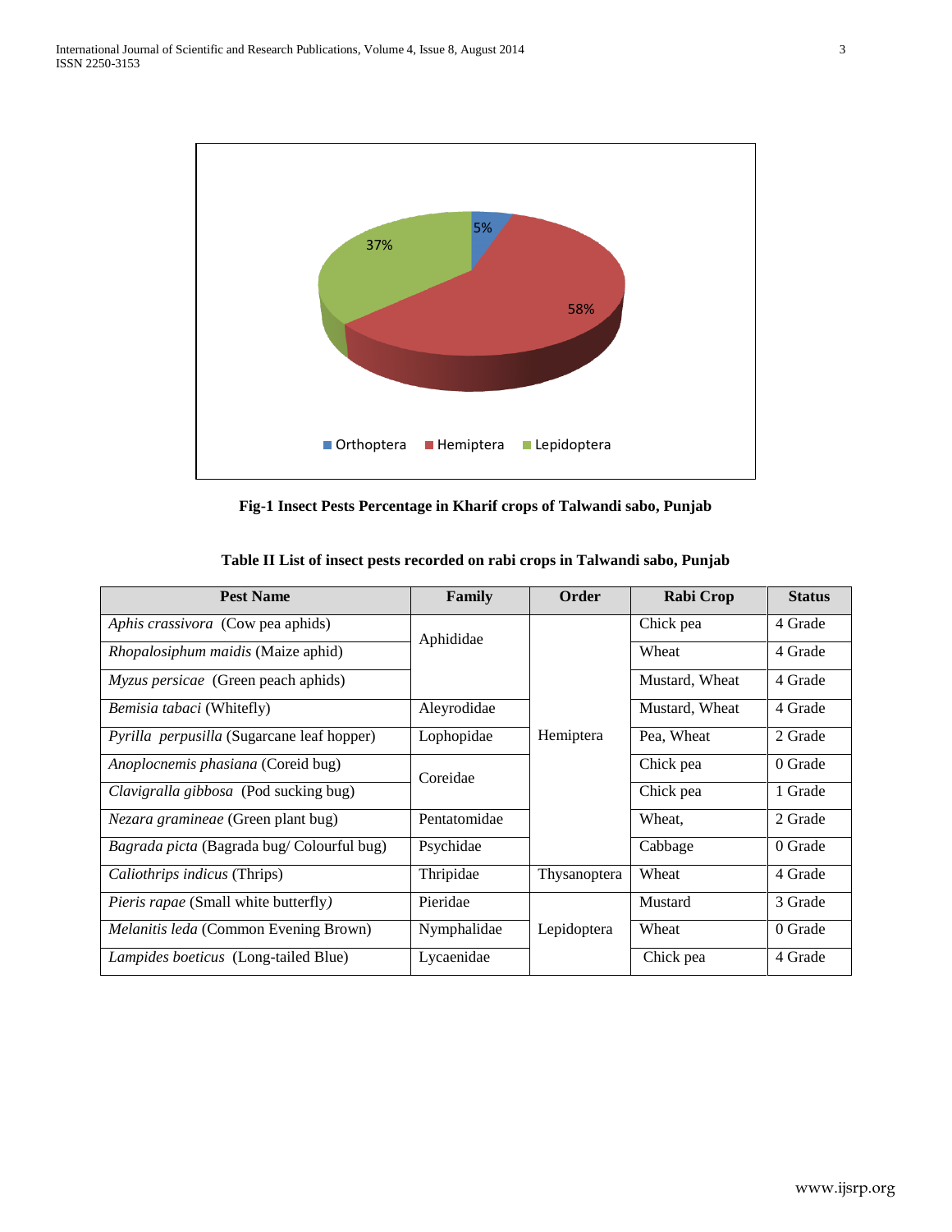5%

37%

58%

Orthoptera Hemiptera Lepidoptera

**Fig-1 Insect Pests Percentage in Kharif crops of Talwandi sabo, Punjab**

**Table II List of insect pests recorded on rabi crops in Talwandi sabo, Punjab**

| Pest Name | Family | Order | Rabi Crop | Status |
|---|---|---|---|---|
| *Aphis crassivora* (Cow pea aphids) | Aphididae | Hemiptera | Chick pea | 4 Grade |
| *Rhopalosiphum maidis* (Maize aphid) | | | Wheat | 4 Grade |
| *Myzus persicae* (Green peach aphids) | | | Mustard, Wheat | 4 Grade |
| *Bemisia tabaci* (Whitefly) | Aleyrodidae | | Mustard, Wheat | 4 Grade |
| *Pyrilla perpusilla* (Sugarcane leaf hopper) | Lophopidae | | Pea, Wheat | 2 Grade |
| *Anoplocnemis phasiana* (Coreid bug) | Coreidae | | Chick pea | 0 Grade |
| *Clavigralla gibbosa* (Pod sucking bug) | | | Chick pea | 1 Grade |
| *Nezara gramineae* (Green plant bug) | Pentatomidae | | Wheat, | 2 Grade |
| *Bagrada picta* (Bagrada bug/ Colourful bug) | Psychidae | | Cabbage | 0 Grade |
| *Caliothrips indicus* (Thrips) | Thripidae | Thysanoptera | Wheat | 4 Grade |
| *Pieris rapae* (Small white butterfly) | Pieridae | Lepidoptera | Mustard | 3 Grade |
| *Melanitis leda* (Common Evening Brown) | Nymphalidae | | Wheat | 0 Grade |
| *Lampides boeticus* (Long-tailed Blue) | Lycaenidae | | Chick pea | 4 Grade |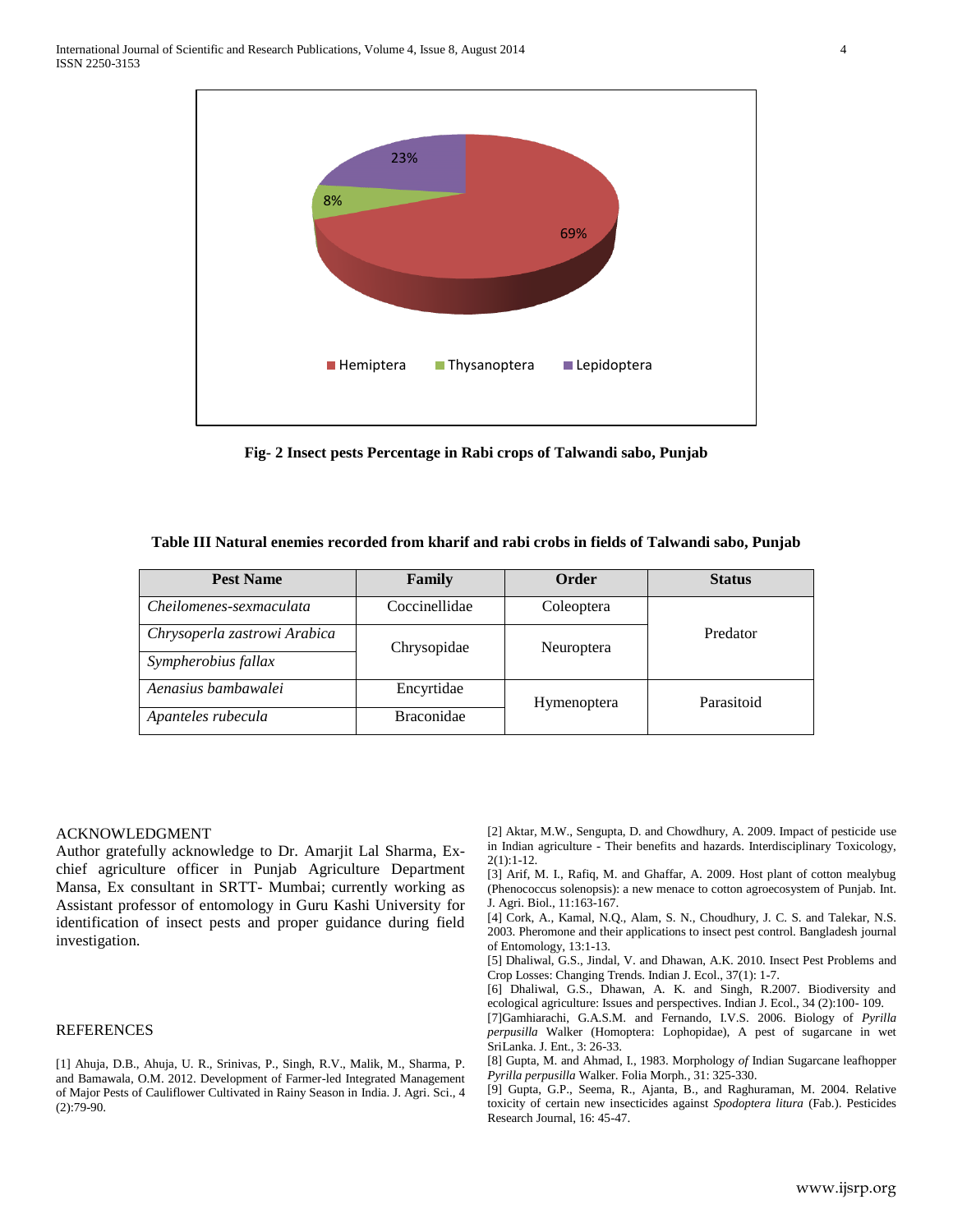23%

8%

69%

Hemiptera Thysanoptera Lepidoptera

**Fig- 2 Insect pests Percentage in Rabi crops of Talwandi sabo, Punjab**

**Table III Natural enemies recorded from kharif and rabi crobs in fields of Talwandi sabo, Punjab**

| Pest Name | Family | Order | Status |
|---|---|---|---|
| *Cheilomenes-sexmaculata* | Coccinellidae | Coleoptera | Predator |
| *Chrysoperla zastrowi Arabica* | Chrysopidae | Neuroptera | |
| *Sympherobius fallax* | | | |
| *Aenasius bambawalei* | Encyrtidae | Hymenoptera | Parasitoid |
| *Apanteles rubecula* | Braconidae | | |

## ACKNOWLEDGMENT

Author gratefully acknowledge to Dr. Amarjit Lal Sharma, Ex-chief agriculture officer in Punjab Agriculture Department Mansa, Ex consultant in SRTT- Mumbai; currently working as Assistant professor of entomology in Guru Kashi University for identification of insect pests and proper guidance during field investigation.

## REFERENCES

[1] Ahuja, D.B., Ahuja, U. R., Srinivas, P., Singh, R.V., Malik, M., Sharma, P. and Bamawala, O.M. 2012. Development of Farmer-led Integrated Management of Major Pests of Cauliflower Cultivated in Rainy Season in India. J. Agri. Sci., 4 (2):79-90.

[2] Aktar, M.W., Sengupta, D. and Chowdhury, A. 2009. Impact of pesticide use in Indian agriculture - Their benefits and hazards. Interdisciplinary Toxicology, 2(1):1-12.

[3] Arif, M. I., Rafiq, M. and Ghaffar, A. 2009. Host plant of cotton mealybug (Phenococcus solenopsis): a new menace to cotton agroecosystem of Punjab. Int. J. Agri. Biol., 11:163-167.

[4] Cork, A., Kamal, N.Q., Alam, S. N., Choudhury, J. C. S. and Talekar, N.S. 2003. Pheromone and their applications to insect pest control. Bangladesh journal of Entomology, 13:1-13.

[5] Dhaliwal, G.S., Jindal, V. and Dhawan, A.K. 2010. Insect Pest Problems and Crop Losses: Changing Trends. Indian J. Ecol., 37(1): 1-7.

[6] Dhaliwal, G.S., Dhawan, A. K. and Singh, R.2007. Biodiversity and ecological agriculture: Issues and perspectives. Indian J. Ecol., 34 (2):100- 109.

[7]Gamhiarachi, G.A.S.M. and Fernando, I.V.S. 2006. Biology of *Pyrilla perpusilla* Walker (Homoptera: Lophopidae), A pest of sugarcane in wet SriLanka. J. Ent., 3: 26-33.

[8] Gupta, M. and Ahmad, I., 1983. Morphology *of* Indian Sugarcane leafhopper *Pyrilla perpusilla* Walker. Folia Morph., 31: 325-330.

[9] Gupta, G.P., Seema, R., Ajanta, B., and Raghuraman, M. 2004. Relative toxicity of certain new insecticides against *Spodoptera litura* (Fab.). Pesticides Research Journal, 16: 45-47.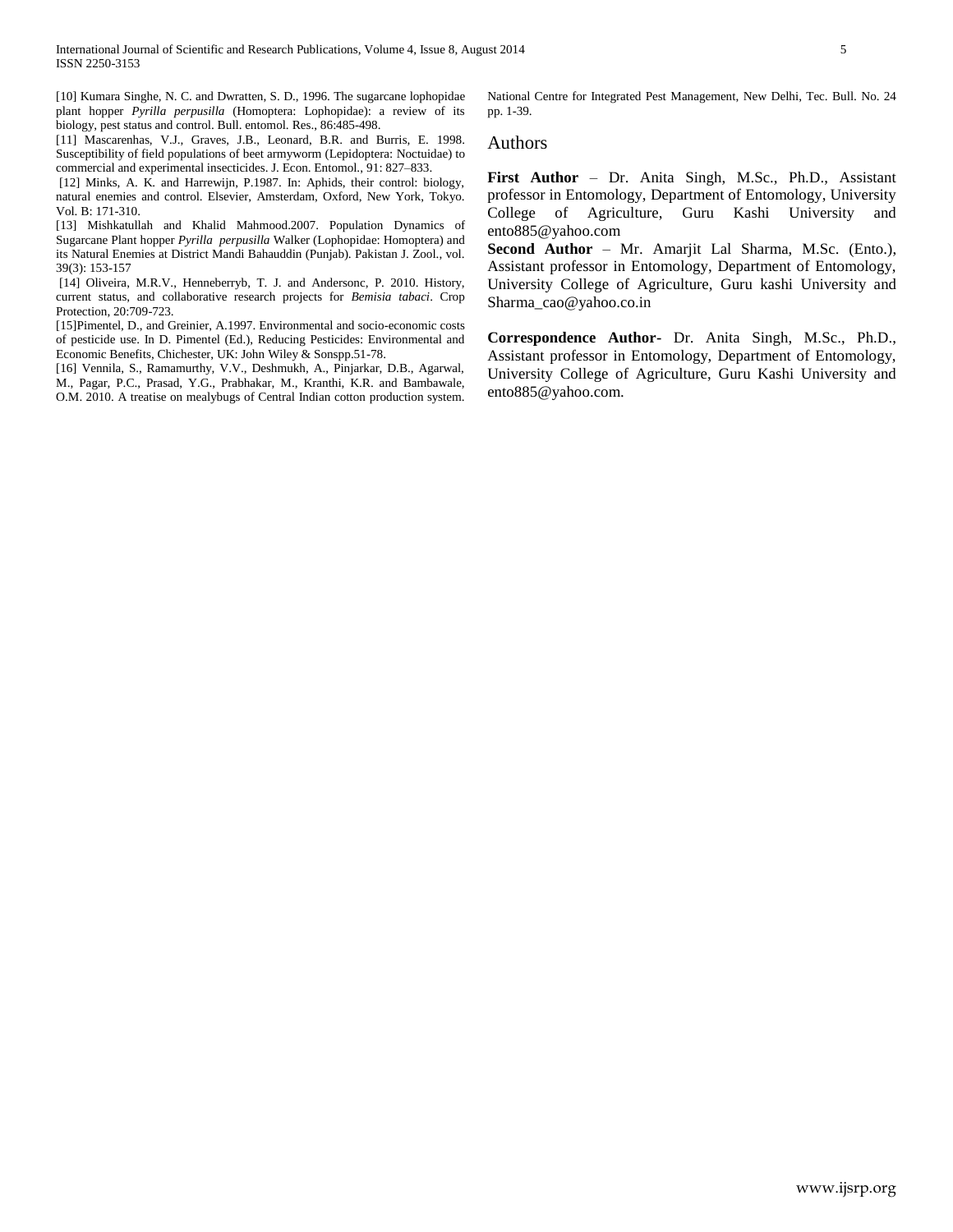[10] Kumara Singhe, N. C. and Dwratten, S. D., 1996. The sugarcane lophopidae plant hopper *Pyrilla perpusilla* (Homoptera: Lophopidae): a review of its biology, pest status and control. Bull. entomol. Res., 86:485-498.

[11] Mascarenhas, V.J., Graves, J.B., Leonard, B.R. and Burris, E. 1998. Susceptibility of field populations of beet armyworm (Lepidoptera: Noctuidae) to commercial and experimental insecticides. J. Econ. Entomol., 91: 827–833.

[12] Minks, A. K. and Harrewijn, P.1987. In: Aphids, their control: biology, natural enemies and control. Elsevier, Amsterdam, Oxford, New York, Tokyo. Vol. B: 171-310.

[13] Mishkatullah and Khalid Mahmood.2007. Population Dynamics of Sugarcane Plant hopper *Pyrilla perpusilla* Walker (Lophopidae: Homoptera) and its Natural Enemies at District Mandi Bahauddin (Punjab). Pakistan J. Zool., vol. 39(3): 153-157

[14] Oliveira, M.R.V., Henneberryb, T. J. and Andersonc, P. 2010. History, current status, and collaborative research projects for *Bemisia tabaci*. Crop Protection, 20:709-723.

[15]Pimentel, D., and Greinier, A.1997. Environmental and socio-economic costs of pesticide use. In D. Pimentel (Ed.), Reducing Pesticides: Environmental and Economic Benefits, Chichester, UK: John Wiley & Sonspp.51-78.

[16] Vennila, S., Ramamurthy, V.V., Deshmukh, A., Pinjarkar, D.B., Agarwal, M., Pagar, P.C., Prasad, Y.G., Prabhakar, M., Kranthi, K.R. and Bambawale, O.M. 2010. A treatise on mealybugs of Central Indian cotton production system. National Centre for Integrated Pest Management, New Delhi, Tec. Bull. No. 24 pp. 1-39.

## Authors

**First Author** – Dr. Anita Singh, M.Sc., Ph.D., Assistant professor in Entomology, Department of Entomology, University College of Agriculture, Guru Kashi University and ento885@yahoo.com

**Second Author** – Mr. Amarjit Lal Sharma, M.Sc. (Ento.), Assistant professor in Entomology, Department of Entomology, University College of Agriculture, Guru kashi University and Sharma_cao@yahoo.co.in

**Correspondence Author-** Dr. Anita Singh, M.Sc., Ph.D., Assistant professor in Entomology, Department of Entomology, University College of Agriculture, Guru Kashi University and ento885@yahoo.com.